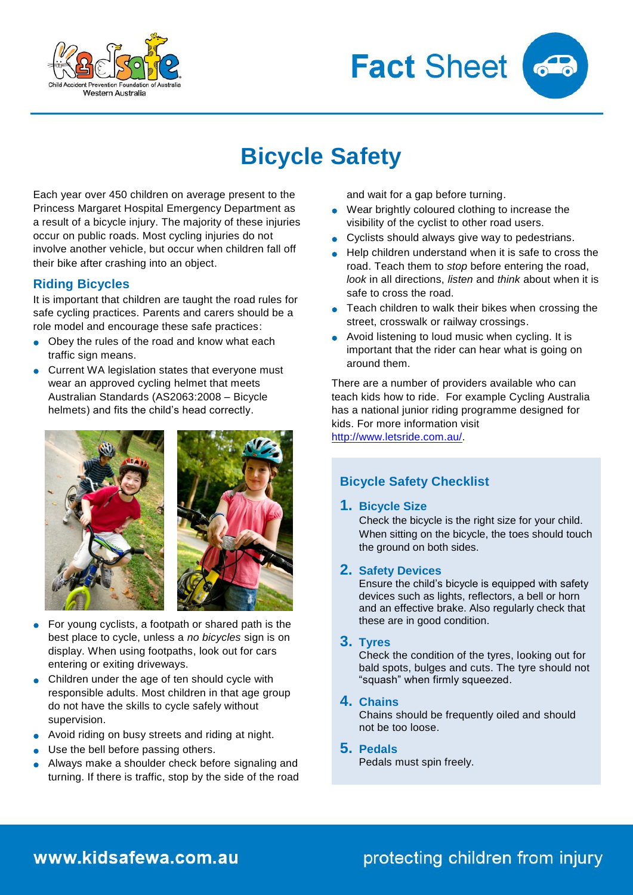# Bicycle Safety

Each year over 450 children on average present to the Princess Margaret Hospital Emergency Department as a result of a bicycle injury. The majority of these injuries occur on public roads. Most cycling injuries do not involve another vehicle, but occur when children fall off their bike after crashing into an object.

## Riding Bicycles

It is important that children are taught the road rules for safe cycling practices. Parents and carers should be a role model and encourage these safe practices:

- Obey the rules of the road and know what each traffic sign means.
- Current WA legislation states that everyone must wear an approved cycling helmet that meets Australian Standards (AS2063:2008 – Bicycle helmets) and fits the child's head correctly.
- For young cyclists, a footpath or shared path is the best place to cycle, unless a *no bicycles* sign is on display. When using footpaths, look out for cars entering or exiting driveways.
- Children under the age of ten should cycle with responsible adults. Most children in that age group do not have the skills to cycle safely without supervision.
- Avoid riding on busy streets and riding at night.
- Use the bell before passing others.
- Always make a shoulder check before signaling and turning. If there is traffic, stop by the side of the road and wait for a gap before turning.
- Wear brightly coloured clothing to increase the visibility of the cyclist to other road users.
- Cyclists should always give way to pedestrians.
- Help children understand when it is safe to cross the road. Teach them to *stop* before entering the road, *look* in all directions, *listen* and *think* about when it is safe to cross the road.
- Teach children to walk their bikes when crossing the street, crosswalk or railway crossings.
- Avoid listening to loud music when cycling. It is important that the rider can hear what is going on around them.

There are a number of providers available who can teach kids how to ride. For example Cycling Australia has a national junior riding programme designed for kids. For more information visit http://www.letsride.com.au/.

## Bicycle Safety Checklist

1. **Bicycle Size**
   Check the bicycle is the right size for your child. When sitting on the bicycle, the toes should touch the ground on both sides.

2. **Safety Devices**
   Ensure the child's bicycle is equipped with safety devices such as lights, reflectors, a bell or horn and an effective brake. Also regularly check that these are in good condition.

3. **Tyres**
   Check the condition of the tyres, looking out for bald spots, bulges and cuts. The tyre should not "squash" when firmly squeezed.

4. **Chains**
   Chains should be frequently oiled and should not be too loose.

5. **Pedals**
   Pedals must spin freely.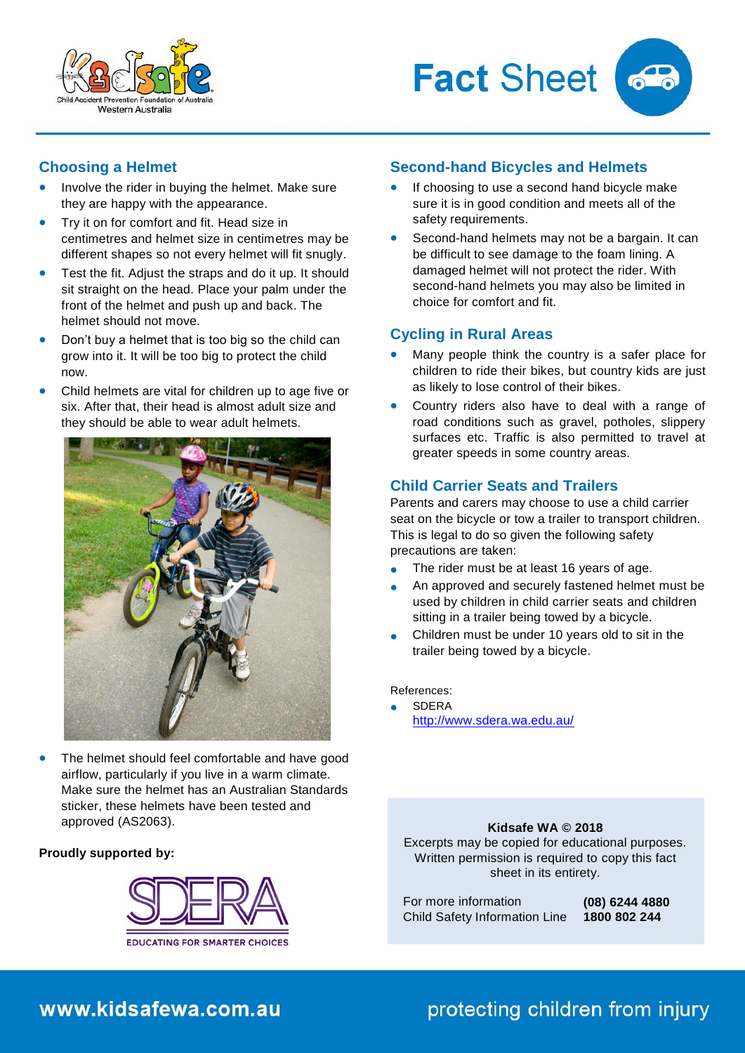## Choosing a Helmet

- Involve the rider in buying the helmet. Make sure they are happy with the appearance.
- Try it on for comfort and fit. Head size in centimetres and helmet size in centimetres may be different shapes so not every helmet will fit snugly.
- Test the fit. Adjust the straps and do it up. It should sit straight on the head. Place your palm under the front of the helmet and push up and back. The helmet should not move.
- Don't buy a helmet that is too big so the child can grow into it. It will be too big to protect the child now.
- Child helmets are vital for children up to age five or six. After that, their head is almost adult size and they should be able to wear adult helmets.
- The helmet should feel comfortable and have good airflow, particularly if you live in a warm climate. Make sure the helmet has an Australian Standards sticker, these helmets have been tested and approved (AS2063).

**Proudly supported by:**

SDERA
EDUCATING FOR SMARTER CHOICES

## Second-hand Bicycles and Helmets

- If choosing to use a second hand bicycle make sure it is in good condition and meets all of the safety requirements.
- Second-hand helmets may not be a bargain. It can be difficult to see damage to the foam lining. A damaged helmet will not protect the rider. With second-hand helmets you may also be limited in choice for comfort and fit.

## Cycling in Rural Areas

- Many people think the country is a safer place for children to ride their bikes, but country kids are just as likely to lose control of their bikes.
- Country riders also have to deal with a range of road conditions such as gravel, potholes, slippery surfaces etc. Traffic is also permitted to travel at greater speeds in some country areas.

## Child Carrier Seats and Trailers

Parents and carers may choose to use a child carrier seat on the bicycle or tow a trailer to transport children. This is legal to do so given the following safety precautions are taken:

- The rider must be at least 16 years of age.
- An approved and securely fastened helmet must be used by children in child carrier seats and children sitting in a trailer being towed by a bicycle.
- Children must be under 10 years old to sit in the trailer being towed by a bicycle.

References:

- SDERA
  http://www.sdera.wa.edu.au/

**Kidsafe WA © 2018**
Excerpts may be copied for educational purposes. Written permission is required to copy this fact sheet in its entirety.

| | |
|---|---|
| For more information | **(08) 6244 4880** |
| Child Safety Information Line | **1800 802 244** |

**www.kidsafewa.com.au**

protecting children from injury